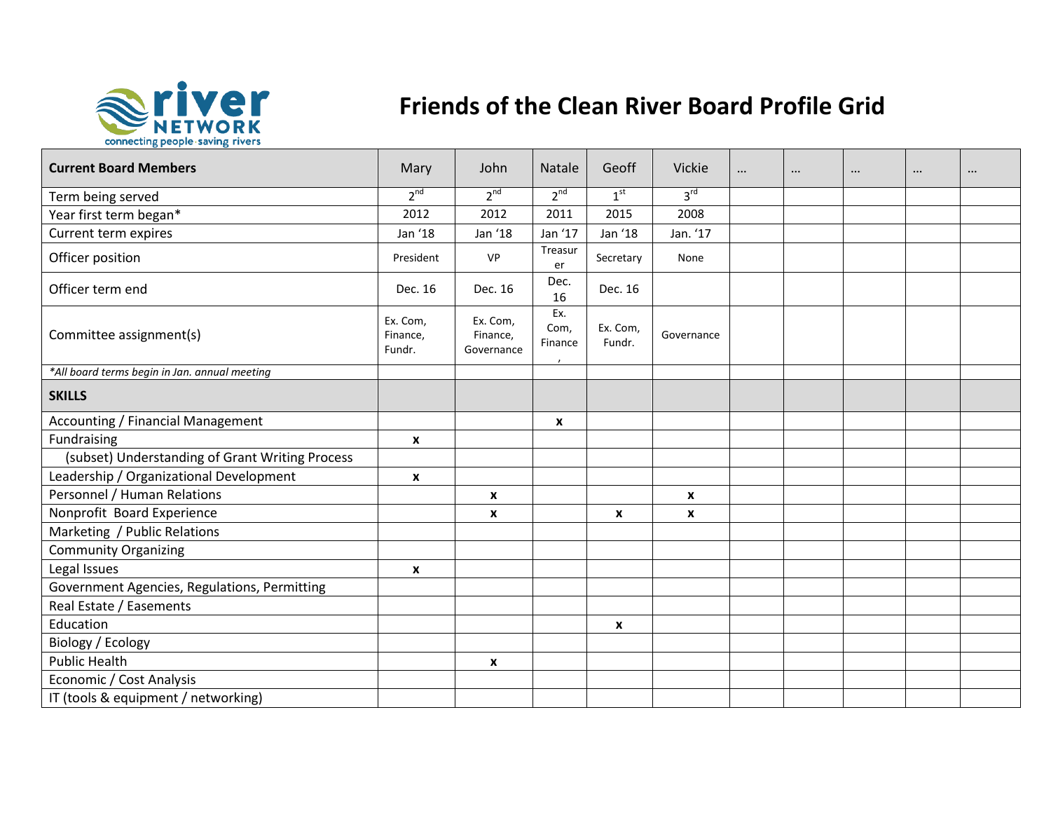# Friends of the Clean River Board Profile Grid

| Current Board Members | Mary | John | Natale | Geoff | Vickie | … | … | … | … | … |
|---|---|---|---|---|---|---|---|---|---|---|
| Term being served | 2nd | 2nd | 2nd | 1st | 3rd | | | | | |
| Year first term began* | 2012 | 2012 | 2011 | 2015 | 2008 | | | | | |
| Current term expires | Jan '18 | Jan '18 | Jan '17 | Jan '18 | Jan. '17 | | | | | |
| Officer position | President | VP | Treasurer | Secretary | None | | | | | |
| Officer term end | Dec. 16 | Dec. 16 | Dec. 16 | Dec. 16 | | | | | | |
| Committee assignment(s) | Ex. Com, Finance, Fundr. | Ex. Com, Finance, Governance | Ex. Com, Finance , | Ex. Com, Fundr. | Governance | | | | | |
| *All board terms begin in Jan. annual meeting* | | | | | | | | | | |
| **SKILLS** | | | | | | | | | | |
| Accounting / Financial Management | | | x | | | | | | | |
| Fundraising | x | | | | | | | | | |
| (subset) Understanding of Grant Writing Process | | | | | | | | | | |
| Leadership / Organizational Development | x | | | | | | | | | |
| Personnel / Human Relations | | x | | | x | | | | | |
| Nonprofit Board Experience | | x | | x | x | | | | | |
| Marketing / Public Relations | | | | | | | | | | |
| Community Organizing | | | | | | | | | | |
| Legal Issues | x | | | | | | | | | |
| Government Agencies, Regulations, Permitting | | | | | | | | | | |
| Real Estate / Easements | | | | | | | | | | |
| Education | | | | x | | | | | | |
| Biology / Ecology | | | | | | | | | | |
| Public Health | | x | | | | | | | | |
| Economic / Cost Analysis | | | | | | | | | | |
| IT (tools & equipment / networking) | | | | | | | | | | |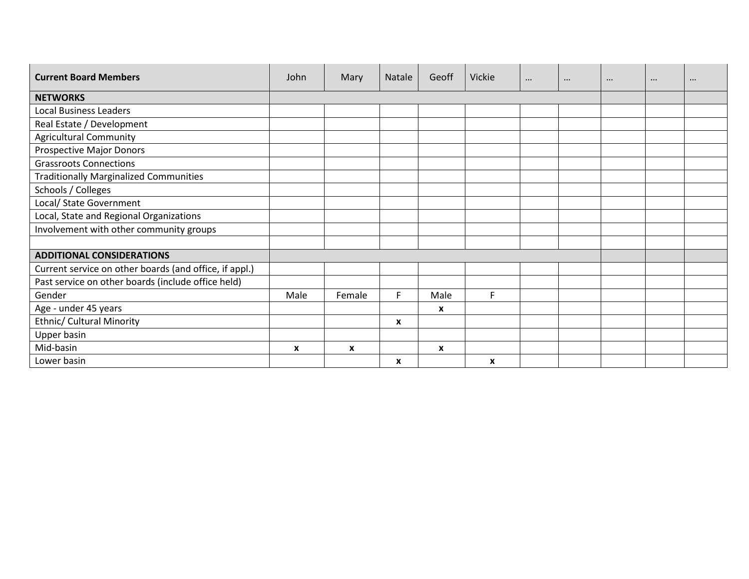| Current Board Members | John | Mary | Natale | Geoff | Vickie | … | … | … | … | … |
|---|---|---|---|---|---|---|---|---|---|---|
| **NETWORKS** | | | | | | | | | | |
| Local Business Leaders | | | | | | | | | | |
| Real Estate / Development | | | | | | | | | | |
| Agricultural Community | | | | | | | | | | |
| Prospective Major Donors | | | | | | | | | | |
| Grassroots Connections | | | | | | | | | | |
| Traditionally Marginalized Communities | | | | | | | | | | |
| Schools / Colleges | | | | | | | | | | |
| Local/ State Government | | | | | | | | | | |
| Local, State and Regional Organizations | | | | | | | | | | |
| Involvement with other community groups | | | | | | | | | | |
| | | | | | | | | | | |
| **ADDITIONAL CONSIDERATIONS** | | | | | | | | | | |
| Current service on other boards (and office, if appl.) | | | | | | | | | | |
| Past service on other boards (include office held) | | | | | | | | | | |
| Gender | Male | Female | F | Male | F | | | | | |
| Age - under 45 years | | | | **x** | | | | | | |
| Ethnic/ Cultural Minority | | | **x** | | | | | | | |
| Upper basin | | | | | | | | | | |
| Mid-basin | **x** | **x** | | **x** | | | | | | |
| Lower basin | | | **x** | | **x** | | | | | |